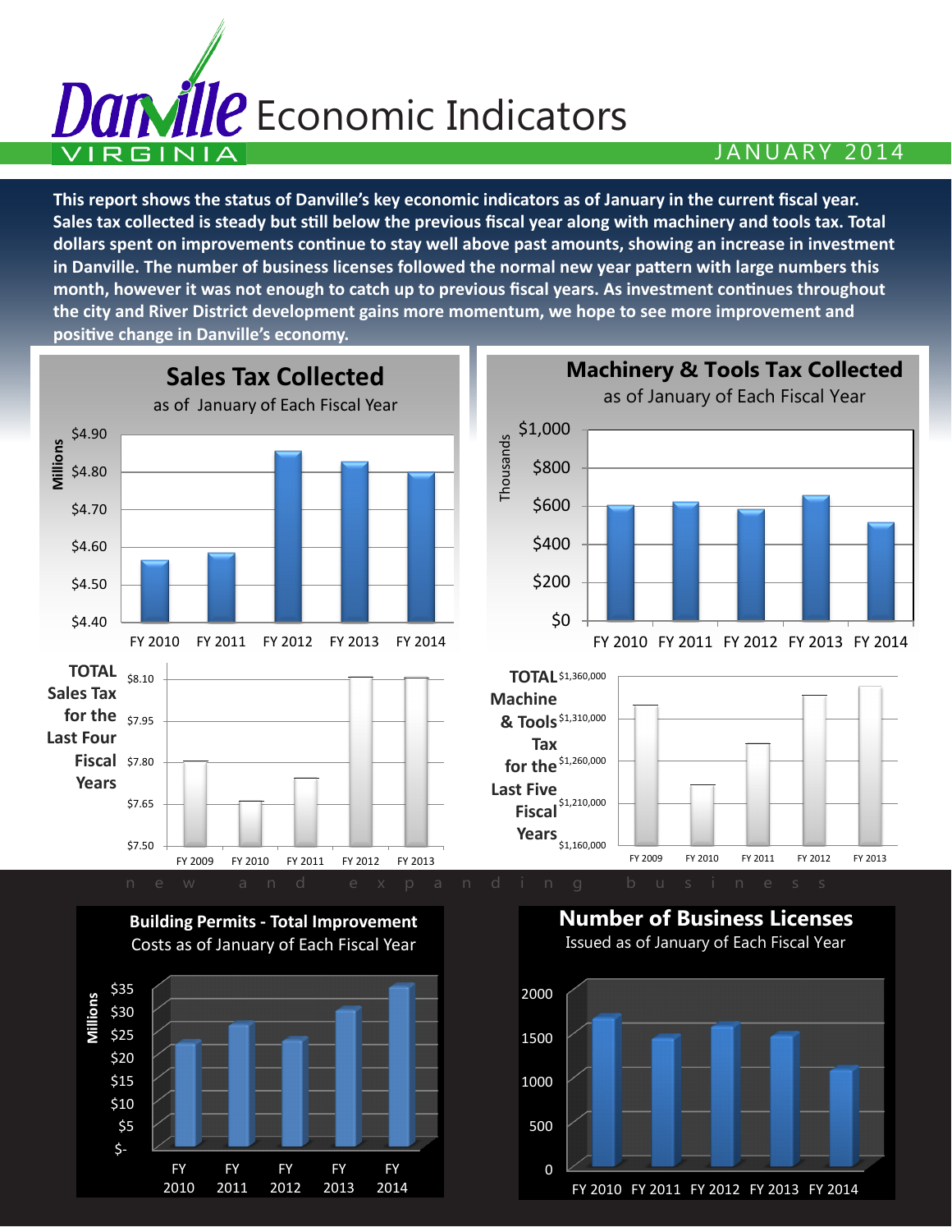# Danville VIRGINIA Economic Indicators

JANUARY 2014

**This report shows the status of Danville's key economic indicators as of January in the current fiscal year. Sales tax collected is steady but still below the previous fiscal year along with machinery and tools tax. Total dollars spent on improvements continue to stay well above past amounts, showing an increase in investment in Danville. The number of business licenses followed the normal new year pattern with large numbers this month, however it was not enough to catch up to previous fiscal years. As investment continues throughout the city and River District development gains more momentum, we hope to see more improvement and positive change in Danville's economy.**

## Sales Tax Collected

as of January of Each Fiscal Year

Millions: $4.40, $4.50, $4.60, $4.70, $4.80, $4.90

FY 2010, FY 2011, FY 2012, FY 2013, FY 2014

## Machinery & Tools Tax Collected

as of January of Each Fiscal Year

Thousands: $0, $200, $400, $600, $800, $1,000

FY 2010, FY 2011, FY 2012, FY 2013, FY 2014

**TOTAL Sales Tax for the Last Four Fiscal Years**

$7.50, $7.65, $7.80, $7.95, $8.10

FY 2009, FY 2010, FY 2011, FY 2012, FY 2013

**TOTAL Machine & Tools Tax for the Last Five Fiscal Years**

$1,160,000, $1,210,000, $1,260,000, $1,310,000, $1,360,000

FY 2009, FY 2010, FY 2011, FY 2012, FY 2013

new and expanding business

## Building Permits - Total Improvement

Costs as of January of Each Fiscal Year

Millions: $-, $5, $10, $15, $20, $25, $30, $35

FY 2010, FY 2011, FY 2012, FY 2013, FY 2014

## Number of Business Licenses

Issued as of January of Each Fiscal Year

0, 500, 1000, 1500, 2000

FY 2010, FY 2011, FY 2012, FY 2013, FY 2014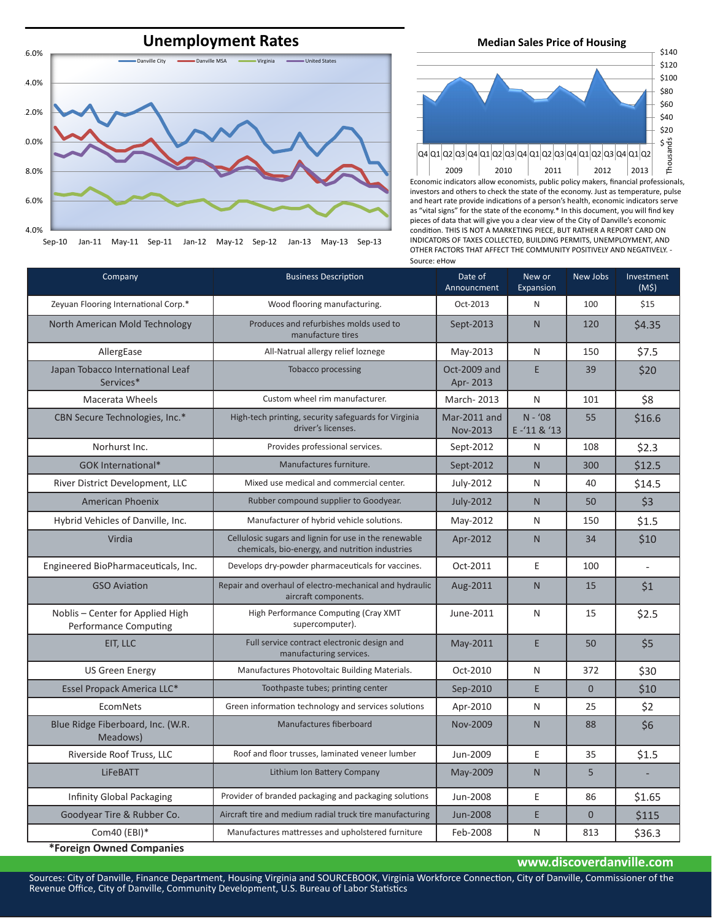## Unemployment Rates

Danville City · Danville MSA · Virginia · United States

6.0%
4.0%
2.0%
0.0%
8.0%
6.0%
4.0%

Sep-10 · Jan-11 · May-11 · Sep-11 · Jan-12 · May-12 · Sep-12 · Jan-13 · May-13 · Sep-13

## Median Sales Price of Housing

$140
$120
$100
$80
$60
$40
$20
$-

Thousands

Q4 Q1 Q2 Q3 Q4 Q1 Q2 Q3 Q4 Q1 Q2 Q3 Q4 Q1 Q2 Q3 Q4 Q1 Q2

2009 · 2010 · 2011 · 2012 · 2013

Economic indicators allow economists, public policy makers, financial professionals, investors and others to check the state of the economy. Just as temperature, pulse and heart rate provide indications of a person's health, economic indicators serve as "vital signs" for the state of the economy.* In this document, you will find key pieces of data that will give you a clear view of the City of Danville's economic condition. THIS IS NOT A MARKETING PIECE, BUT RATHER A REPORT CARD ON INDICATORS OF TAXES COLLECTED, BUILDING PERMITS, UNEMPLOYMENT, AND OTHER FACTORS THAT AFFECT THE COMMUNITY POSITIVELY AND NEGATIVELY. - Source: eHow

| Company | Business Description | Date of Announcment | New or Expansion | New Jobs | Investment (M$) |
|---|---|---|---|---|---|
| Zeyuan Flooring International Corp.* | Wood flooring manufacturing. | Oct-2013 | N | 100 | $15 |
| North American Mold Technology | Produces and refurbishes molds used to manufacture tires | Sept-2013 | N | 120 | $4.35 |
| AllergEase | All-Natrual allergy relief loznege | May-2013 | N | 150 | $7.5 |
| Japan Tobacco International Leaf Services* | Tobacco processing | Oct-2009 and Apr- 2013 | E | 39 | $20 |
| Macerata Wheels | Custom wheel rim manufacturer. | March- 2013 | N | 101 | $8 |
| CBN Secure Technologies, Inc.* | High-tech printing, security safeguards for Virginia driver's licenses. | Mar-2011 and Nov-2013 | N - '08 E -'11 & '13 | 55 | $16.6 |
| Norhurst Inc. | Provides professional services. | Sept-2012 | N | 108 | $2.3 |
| GOK International* | Manufactures furniture. | Sept-2012 | N | 300 | $12.5 |
| River District Development, LLC | Mixed use medical and commercial center. | July-2012 | N | 40 | $14.5 |
| American Phoenix | Rubber compound supplier to Goodyear. | July-2012 | N | 50 | $3 |
| Hybrid Vehicles of Danville, Inc. | Manufacturer of hybrid vehicle solutions. | May-2012 | N | 150 | $1.5 |
| Virdia | Cellulosic sugars and lignin for use in the renewable chemicals, bio-energy, and nutrition industries | Apr-2012 | N | 34 | $10 |
| Engineered BioPharmaceuticals, Inc. | Develops dry-powder pharmaceuticals for vaccines. | Oct-2011 | E | 100 | - |
| GSO Aviation | Repair and overhaul of electro-mechanical and hydraulic aircraft components. | Aug-2011 | N | 15 | $1 |
| Noblis – Center for Applied High Performance Computing | High Performance Computing (Cray XMT supercomputer). | June-2011 | N | 15 | $2.5 |
| EIT, LLC | Full service contract electronic design and manufacturing services. | May-2011 | E | 50 | $5 |
| US Green Energy | Manufactures Photovoltaic Building Materials. | Oct-2010 | N | 372 | $30 |
| Essel Propack America LLC* | Toothpaste tubes; printing center | Sep-2010 | E | 0 | $10 |
| EcomNets | Green information technology and services solutions | Apr-2010 | N | 25 | $2 |
| Blue Ridge Fiberboard, Inc. (W.R. Meadows) | Manufactures fiberboard | Nov-2009 | N | 88 | $6 |
| Riverside Roof Truss, LLC | Roof and floor trusses, laminated veneer lumber | Jun-2009 | E | 35 | $1.5 |
| LiFeBATT | Lithium Ion Battery Company | May-2009 | N | 5 | - |
| Infinity Global Packaging | Provider of branded packaging and packaging solutions | Jun-2008 | E | 86 | $1.65 |
| Goodyear Tire & Rubber Co. | Aircraft tire and medium radial truck tire manufacturing | Jun-2008 | E | 0 | $115 |
| Com40 (EBI)* | Manufactures mattresses and upholstered furniture | Feb-2008 | N | 813 | $36.3 |

**\*Foreign Owned Companies**

**www.discoverdanville.com**

Sources: City of Danville, Finance Department, Housing Virginia and SOURCEBOOK, Virginia Workforce Connection, City of Danville, Commissioner of the Revenue Office, City of Danville, Community Development, U.S. Bureau of Labor Statistics